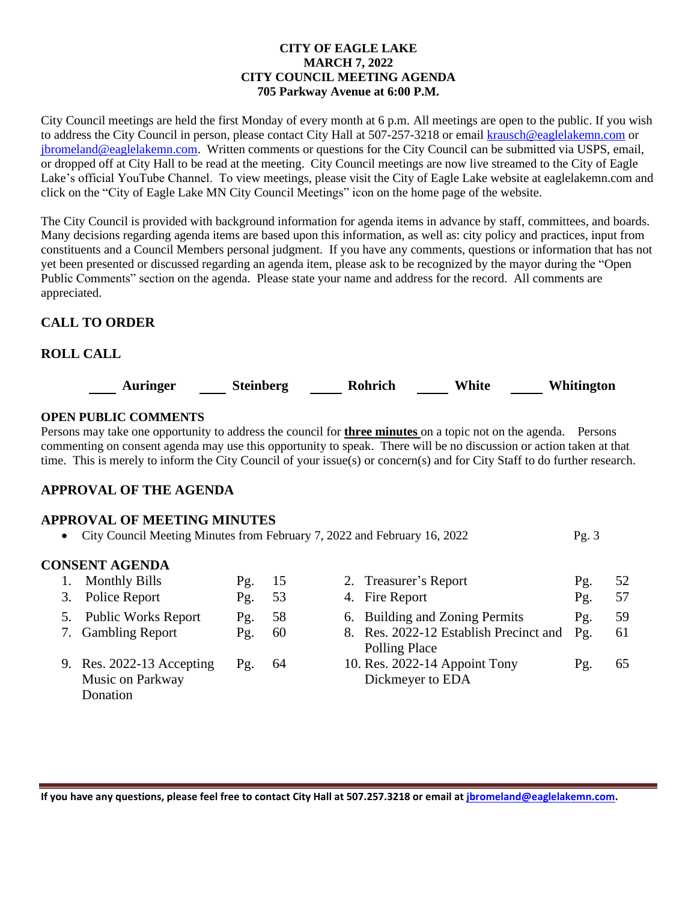**CITY OF EAGLE LAKE**
**MARCH 7, 2022**
**CITY COUNCIL MEETING AGENDA**
**705 Parkway Avenue at 6:00 P.M.**

City Council meetings are held the first Monday of every month at 6 p.m. All meetings are open to the public. If you wish to address the City Council in person, please contact City Hall at 507-257-3218 or email krausch@eaglelakemn.com or jbromeland@eaglelakemn.com. Written comments or questions for the City Council can be submitted via USPS, email, or dropped off at City Hall to be read at the meeting. City Council meetings are now live streamed to the City of Eagle Lake's official YouTube Channel. To view meetings, please visit the City of Eagle Lake website at eaglelakemn.com and click on the "City of Eagle Lake MN City Council Meetings" icon on the home page of the website.

The City Council is provided with background information for agenda items in advance by staff, committees, and boards. Many decisions regarding agenda items are based upon this information, as well as: city policy and practices, input from constituents and a Council Members personal judgment. If you have any comments, questions or information that has not yet been presented or discussed regarding an agenda item, please ask to be recognized by the mayor during the "Open Public Comments" section on the agenda. Please state your name and address for the record. All comments are appreciated.

## CALL TO ORDER

## ROLL CALL

____ **Auringer** ____ **Steinberg** ____ **Rohrich** ____ **White** ____ **Whitington**

### OPEN PUBLIC COMMENTS

Persons may take one opportunity to address the council for **three minutes** on a topic not on the agenda. Persons commenting on consent agenda may use this opportunity to speak. There will be no discussion or action taken at that time. This is merely to inform the City Council of your issue(s) or concern(s) and for City Staff to do further research.

## APPROVAL OF THE AGENDA

## APPROVAL OF MEETING MINUTES

- City Council Meeting Minutes from February 7, 2022 and February 16, 2022 Pg. 3

## CONSENT AGENDA

1. Monthly Bills Pg. 15
2. Treasurer's Report Pg. 52
3. Police Report Pg. 53
4. Fire Report Pg. 57
5. Public Works Report Pg. 58
6. Building and Zoning Permits Pg. 59
7. Gambling Report Pg. 60
8. Res. 2022-12 Establish Precinct and Polling Place Pg. 61
9. Res. 2022-13 Accepting Music on Parkway Donation Pg. 64
10. Res. 2022-14 Appoint Tony Dickmeyer to EDA Pg. 65

**If you have any questions, please feel free to contact City Hall at 507.257.3218 or email at jbromeland@eaglelakemn.com.**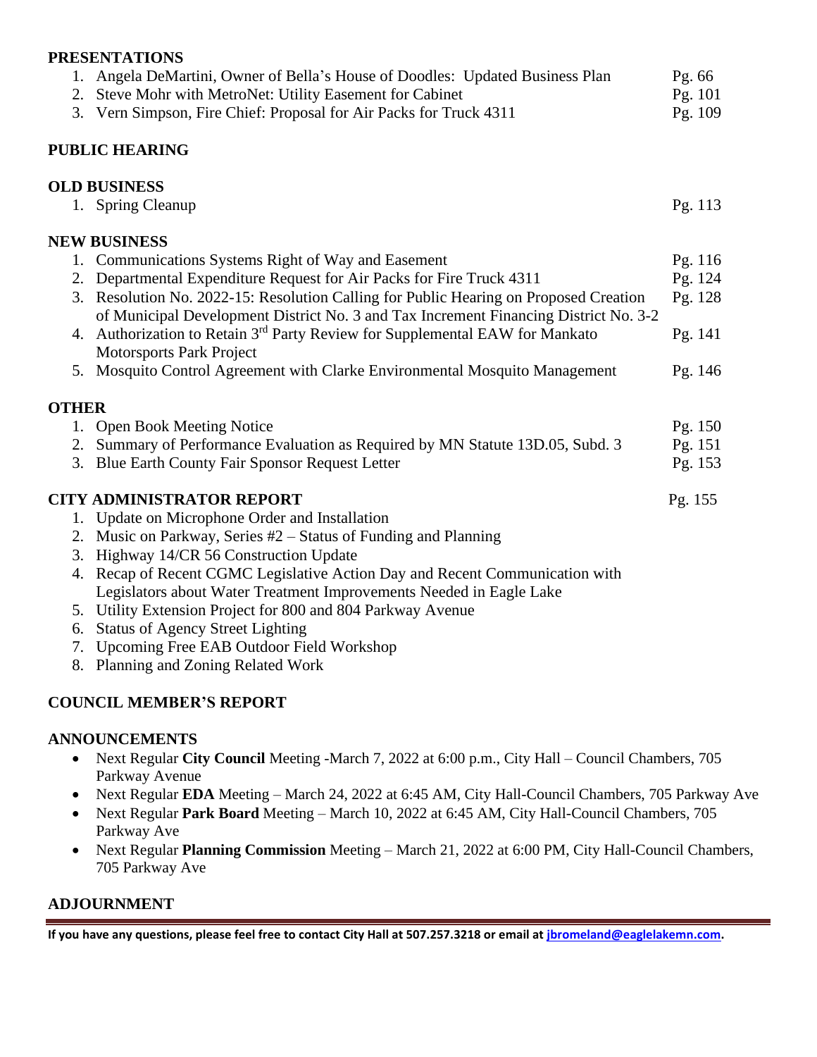## PRESENTATIONS

1. Angela DeMartini, Owner of Bella's House of Doodles: Updated Business Plan — Pg. 66
2. Steve Mohr with MetroNet: Utility Easement for Cabinet — Pg. 101
3. Vern Simpson, Fire Chief: Proposal for Air Packs for Truck 4311 — Pg. 109

## PUBLIC HEARING

## OLD BUSINESS

1. Spring Cleanup — Pg. 113

## NEW BUSINESS

1. Communications Systems Right of Way and Easement — Pg. 116
2. Departmental Expenditure Request for Air Packs for Fire Truck 4311 — Pg. 124
3. Resolution No. 2022-15: Resolution Calling for Public Hearing on Proposed Creation of Municipal Development District No. 3 and Tax Increment Financing District No. 3-2 — Pg. 128
4. Authorization to Retain 3rd Party Review for Supplemental EAW for Mankato Motorsports Park Project — Pg. 141
5. Mosquito Control Agreement with Clarke Environmental Mosquito Management — Pg. 146

## OTHER

1. Open Book Meeting Notice — Pg. 150
2. Summary of Performance Evaluation as Required by MN Statute 13D.05, Subd. 3 — Pg. 151
3. Blue Earth County Fair Sponsor Request Letter — Pg. 153

## CITY ADMINISTRATOR REPORT — Pg. 155

1. Update on Microphone Order and Installation
2. Music on Parkway, Series #2 – Status of Funding and Planning
3. Highway 14/CR 56 Construction Update
4. Recap of Recent CGMC Legislative Action Day and Recent Communication with Legislators about Water Treatment Improvements Needed in Eagle Lake
5. Utility Extension Project for 800 and 804 Parkway Avenue
6. Status of Agency Street Lighting
7. Upcoming Free EAB Outdoor Field Workshop
8. Planning and Zoning Related Work

## COUNCIL MEMBER'S REPORT

## ANNOUNCEMENTS

- Next Regular **City Council** Meeting -March 7, 2022 at 6:00 p.m., City Hall – Council Chambers, 705 Parkway Avenue
- Next Regular **EDA** Meeting – March 24, 2022 at 6:45 AM, City Hall-Council Chambers, 705 Parkway Ave
- Next Regular **Park Board** Meeting – March 10, 2022 at 6:45 AM, City Hall-Council Chambers, 705 Parkway Ave
- Next Regular **Planning Commission** Meeting – March 21, 2022 at 6:00 PM, City Hall-Council Chambers, 705 Parkway Ave

## ADJOURNMENT

**If you have any questions, please feel free to contact City Hall at 507.257.3218 or email at jbromeland@eaglelakemn.com.**